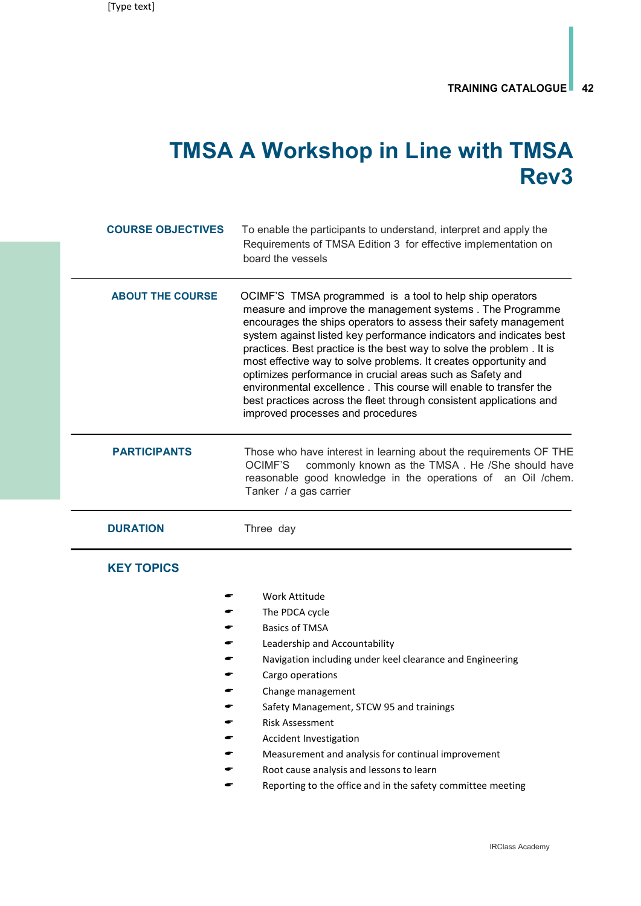# TMSA A Workshop in Line with TMSA Rev3

| | |
|---|---|
| **COURSE OBJECTIVES** | To enable the participants to understand, interpret and apply the Requirements of TMSA Edition 3 for effective implementation on board the vessels |
| **ABOUT THE COURSE** | OCIMF'S TMSA programmed is a tool to help ship operators measure and improve the management systems . The Programme encourages the ships operators to assess their safety management system against listed key performance indicators and indicates best practices. Best practice is the best way to solve the problem . It is most effective way to solve problems. It creates opportunity and optimizes performance in crucial areas such as Safety and environmental excellence . This course will enable to transfer the best practices across the fleet through consistent applications and improved processes and procedures |
| **PARTICIPANTS** | Those who have interest in learning about the requirements OF THE OCIMF'S commonly known as the TMSA . He /She should have reasonable good knowledge in the operations of an Oil /chem. Tanker / a gas carrier |
| **DURATION** | Three day |

## KEY TOPICS

- Work Attitude
- The PDCA cycle
- Basics of TMSA
- Leadership and Accountability
- Navigation including under keel clearance and Engineering
- Cargo operations
- Change management
- Safety Management, STCW 95 and trainings
- Risk Assessment
- Accident Investigation
- Measurement and analysis for continual improvement
- Root cause analysis and lessons to learn
- Reporting to the office and in the safety committee meeting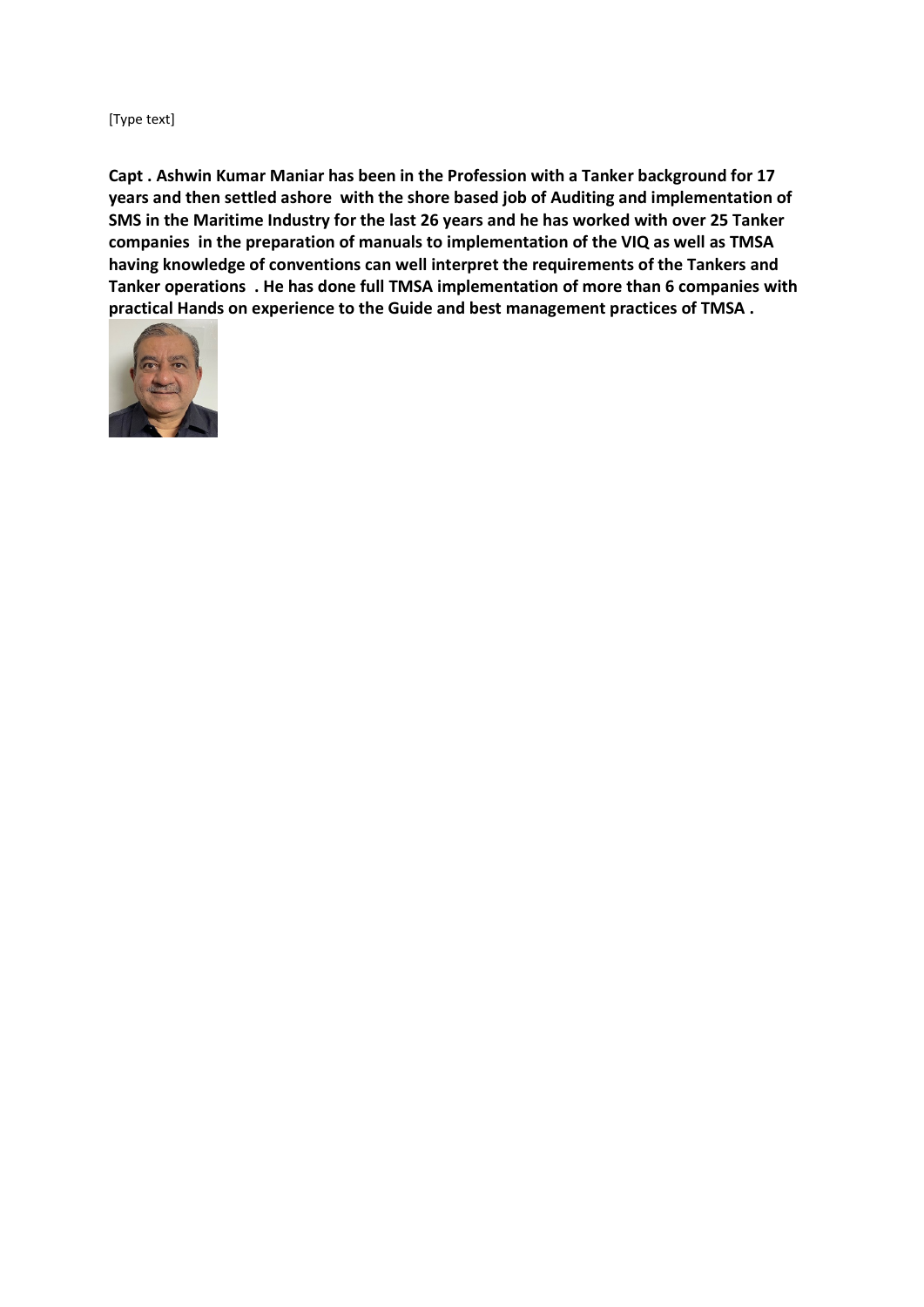[Type text]

**Capt . Ashwin Kumar Maniar has been in the Profession with a Tanker background for 17 years and then settled ashore with the shore based job of Auditing and implementation of SMS in the Maritime Industry for the last 26 years and he has worked with over 25 Tanker companies in the preparation of manuals to implementation of the VIQ as well as TMSA having knowledge of conventions can well interpret the requirements of the Tankers and Tanker operations . He has done full TMSA implementation of more than 6 companies with practical Hands on experience to the Guide and best management practices of TMSA .**